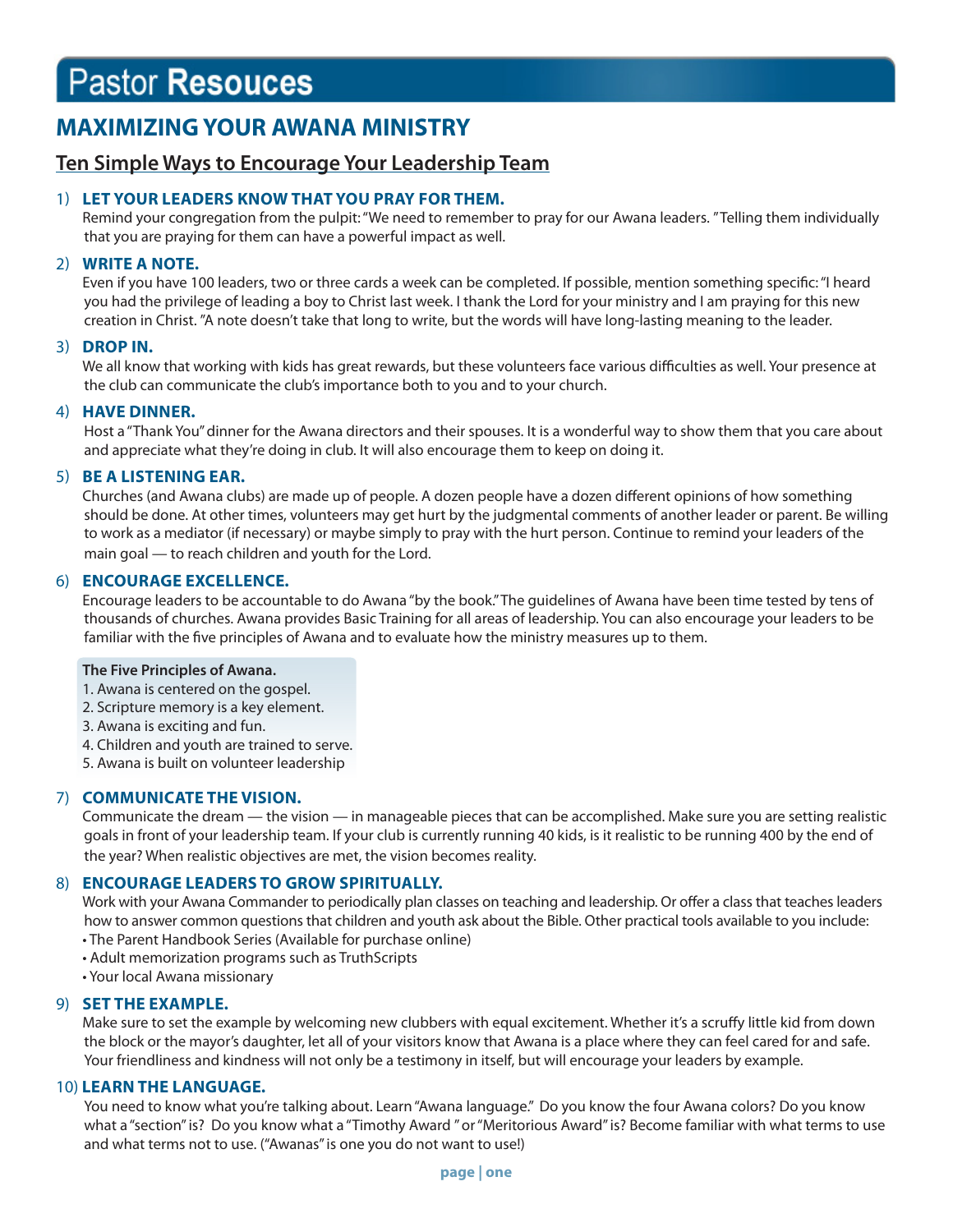# Pastor Resouces

## MAXIMIZING YOUR AWANA MINISTRY

### Ten Simple Ways to Encourage Your Leadership Team

1) **LET YOUR LEADERS KNOW THAT YOU PRAY FOR THEM.**
Remind your congregation from the pulpit: "We need to remember to pray for our Awana leaders. " Telling them individually that you are praying for them can have a powerful impact as well.

2) **WRITE A NOTE.**
Even if you have 100 leaders, two or three cards a week can be completed. If possible, mention something specific: "I heard you had the privilege of leading a boy to Christ last week. I thank the Lord for your ministry and I am praying for this new creation in Christ. "A note doesn't take that long to write, but the words will have long-lasting meaning to the leader.

3) **DROP IN.**
We all know that working with kids has great rewards, but these volunteers face various difficulties as well. Your presence at the club can communicate the club's importance both to you and to your church.

4) **HAVE DINNER.**
Host a "Thank You" dinner for the Awana directors and their spouses. It is a wonderful way to show them that you care about and appreciate what they're doing in club. It will also encourage them to keep on doing it.

5) **BE A LISTENING EAR.**
Churches (and Awana clubs) are made up of people. A dozen people have a dozen different opinions of how something should be done. At other times, volunteers may get hurt by the judgmental comments of another leader or parent. Be willing to work as a mediator (if necessary) or maybe simply to pray with the hurt person. Continue to remind your leaders of the main goal — to reach children and youth for the Lord.

6) **ENCOURAGE EXCELLENCE.**
Encourage leaders to be accountable to do Awana "by the book." The guidelines of Awana have been time tested by tens of thousands of churches. Awana provides Basic Training for all areas of leadership. You can also encourage your leaders to be familiar with the five principles of Awana and to evaluate how the ministry measures up to them.

**The Five Principles of Awana.**
1. Awana is centered on the gospel.
2. Scripture memory is a key element.
3. Awana is exciting and fun.
4. Children and youth are trained to serve.
5. Awana is built on volunteer leadership

7) **COMMUNICATE THE VISION.**
Communicate the dream — the vision — in manageable pieces that can be accomplished. Make sure you are setting realistic goals in front of your leadership team. If your club is currently running 40 kids, is it realistic to be running 400 by the end of the year? When realistic objectives are met, the vision becomes reality.

8) **ENCOURAGE LEADERS TO GROW SPIRITUALLY.**
Work with your Awana Commander to periodically plan classes on teaching and leadership. Or offer a class that teaches leaders how to answer common questions that children and youth ask about the Bible. Other practical tools available to you include:
- The Parent Handbook Series (Available for purchase online)
- Adult memorization programs such as TruthScripts
- Your local Awana missionary

9) **SET THE EXAMPLE.**
Make sure to set the example by welcoming new clubbers with equal excitement. Whether it's a scruffy little kid from down the block or the mayor's daughter, let all of your visitors know that Awana is a place where they can feel cared for and safe. Your friendliness and kindness will not only be a testimony in itself, but will encourage your leaders by example.

10) **LEARN THE LANGUAGE.**
You need to know what you're talking about. Learn "Awana language." Do you know the four Awana colors? Do you know what a "section" is? Do you know what a "Timothy Award " or "Meritorious Award" is? Become familiar with what terms to use and what terms not to use. ("Awanas" is one you do not want to use!)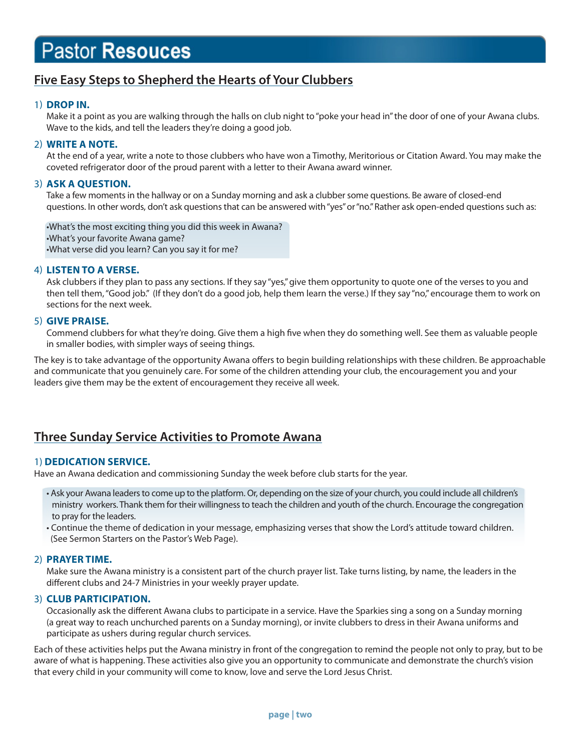# Pastor **Resouces**

## Five Easy Steps to Shepherd the Hearts of Your Clubbers

1) **DROP IN.**
Make it a point as you are walking through the halls on club night to "poke your head in" the door of one of your Awana clubs. Wave to the kids, and tell the leaders they're doing a good job.

2) **WRITE A NOTE.**
At the end of a year, write a note to those clubbers who have won a Timothy, Meritorious or Citation Award. You may make the coveted refrigerator door of the proud parent with a letter to their Awana award winner.

3) **ASK A QUESTION.**
Take a few moments in the hallway or on a Sunday morning and ask a clubber some questions. Be aware of closed-end questions. In other words, don't ask questions that can be answered with "yes" or "no." Rather ask open-ended questions such as:

- What's the most exciting thing you did this week in Awana?
- What's your favorite Awana game?
- What verse did you learn? Can you say it for me?

4) **LISTEN TO A VERSE.**
Ask clubbers if they plan to pass any sections. If they say "yes," give them opportunity to quote one of the verses to you and then tell them, "Good job." (If they don't do a good job, help them learn the verse.) If they say "no," encourage them to work on sections for the next week.

5) **GIVE PRAISE.**
Commend clubbers for what they're doing. Give them a high five when they do something well. See them as valuable people in smaller bodies, with simpler ways of seeing things.

The key is to take advantage of the opportunity Awana offers to begin building relationships with these children. Be approachable and communicate that you genuinely care. For some of the children attending your club, the encouragement you and your leaders give them may be the extent of encouragement they receive all week.

## Three Sunday Service Activities to Promote Awana

1) **DEDICATION SERVICE.**
Have an Awana dedication and commissioning Sunday the week before club starts for the year.

- Ask your Awana leaders to come up to the platform. Or, depending on the size of your church, you could include all children's ministry workers. Thank them for their willingness to teach the children and youth of the church. Encourage the congregation to pray for the leaders.
- Continue the theme of dedication in your message, emphasizing verses that show the Lord's attitude toward children. (See Sermon Starters on the Pastor's Web Page).

2) **PRAYER TIME.**
Make sure the Awana ministry is a consistent part of the church prayer list. Take turns listing, by name, the leaders in the different clubs and 24-7 Ministries in your weekly prayer update.

3) **CLUB PARTICIPATION.**
Occasionally ask the different Awana clubs to participate in a service. Have the Sparkies sing a song on a Sunday morning (a great way to reach unchurched parents on a Sunday morning), or invite clubbers to dress in their Awana uniforms and participate as ushers during regular church services.

Each of these activities helps put the Awana ministry in front of the congregation to remind the people not only to pray, but to be aware of what is happening. These activities also give you an opportunity to communicate and demonstrate the church's vision that every child in your community will come to know, love and serve the Lord Jesus Christ.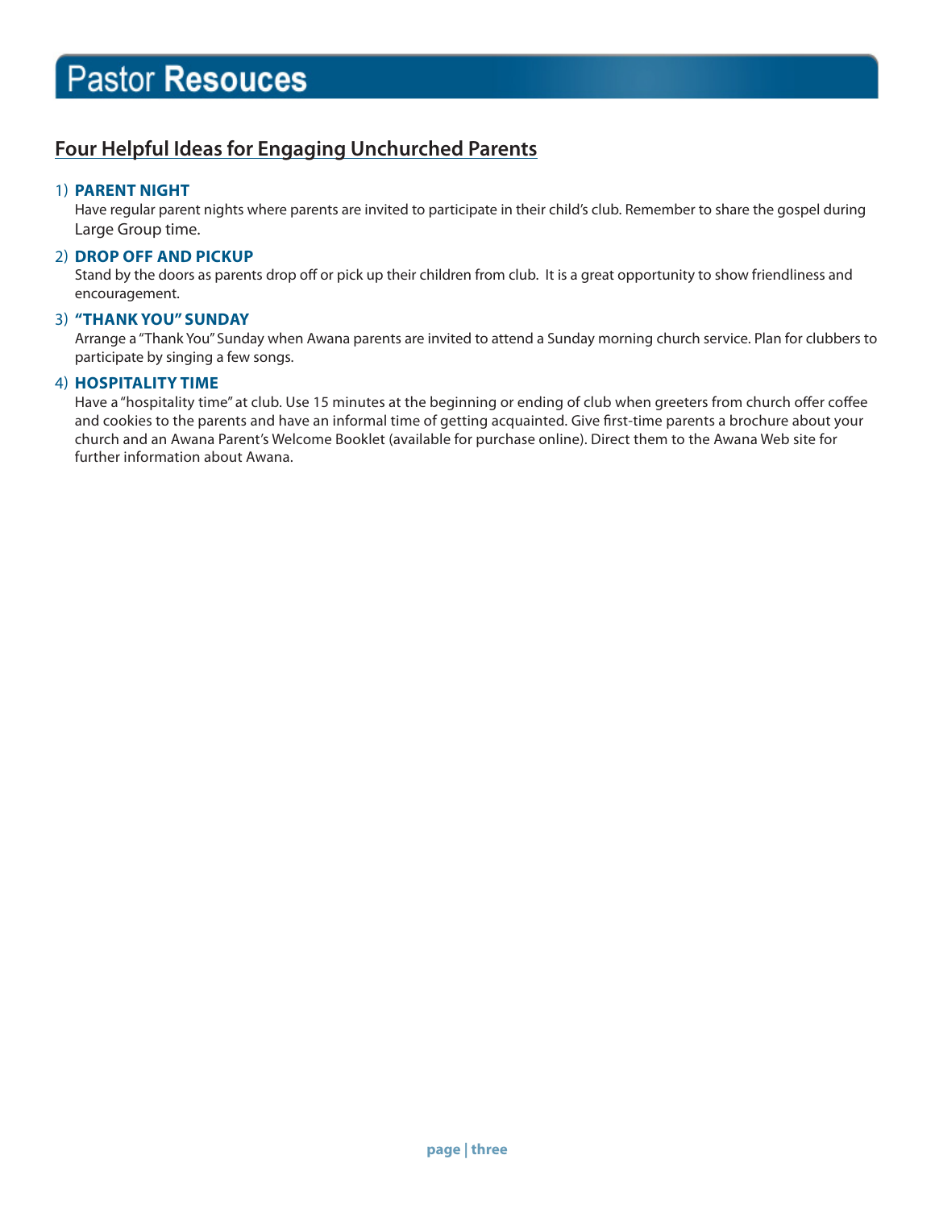# Pastor Resouces

## Four Helpful Ideas for Engaging Unchurched Parents

1) **PARENT NIGHT**
   Have regular parent nights where parents are invited to participate in their child's club. Remember to share the gospel during Large Group time.

2) **DROP OFF AND PICKUP**
   Stand by the doors as parents drop off or pick up their children from club. It is a great opportunity to show friendliness and encouragement.

3) **"THANK YOU" SUNDAY**
   Arrange a "Thank You" Sunday when Awana parents are invited to attend a Sunday morning church service. Plan for clubbers to participate by singing a few songs.

4) **HOSPITALITY TIME**
   Have a "hospitality time" at club. Use 15 minutes at the beginning or ending of club when greeters from church offer coffee and cookies to the parents and have an informal time of getting acquainted. Give first-time parents a brochure about your church and an Awana Parent's Welcome Booklet (available for purchase online). Direct them to the Awana Web site for further information about Awana.